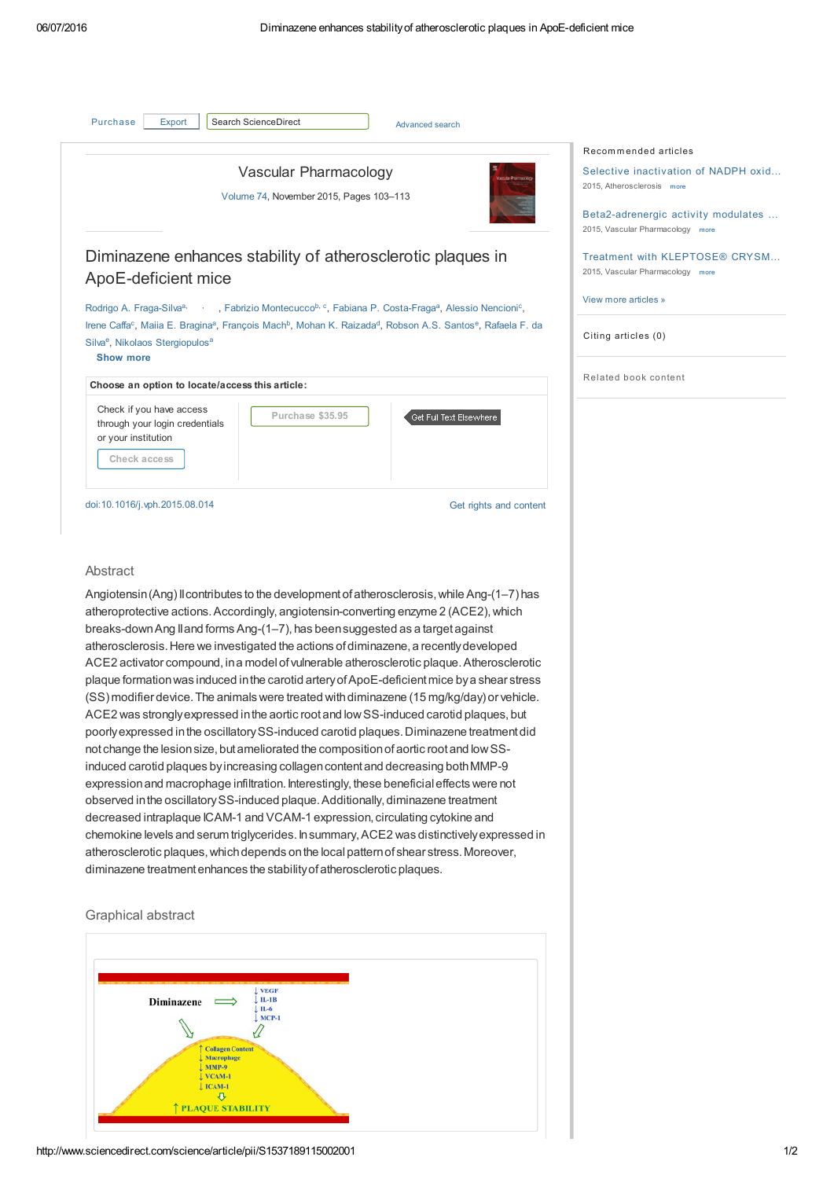Purchase | Export | Search ScienceDirect | Advanced search

Vascular Pharmacology

Volume 74, November 2015, Pages 103–113

# Diminazene enhances stability of atherosclerotic plaques in ApoE-deficient mice

Rodrigo A. Fraga-Silva[a], Fabrizio Montecucco[b, c], Fabiana P. Costa-Fraga[a], Alessio Nencioni[c], Irene Caffa[c], Maiia E. Bragina[a], François Mach[b], Mohan K. Raizada[d], Robson A.S. Santos[e], Rafaela F. da Silva[e], Nikolaos Stergiopulos[a]

Show more

**Choose an option to locate/access this article:**

Check if you have access through your login credentials or your institution

Check access

Purchase $35.95

Get Full Text Elsewhere

doi:10.1016/j.vph.2015.08.014

Get rights and content

## Abstract

Angiotensin (Ang) II contributes to the development of atherosclerosis, while Ang-(1–7) has atheroprotective actions. Accordingly, angiotensin-converting enzyme 2 (ACE2), which breaks-down Ang II and forms Ang-(1–7), has been suggested as a target against atherosclerosis. Here we investigated the actions of diminazene, a recently developed ACE2 activator compound, in a model of vulnerable atherosclerotic plaque. Atherosclerotic plaque formation was induced in the carotid artery of ApoE-deficient mice by a shear stress (SS) modifier device. The animals were treated with diminazene (15 mg/kg/day) or vehicle. ACE2 was strongly expressed in the aortic root and low SS-induced carotid plaques, but poorly expressed in the oscillatory SS-induced carotid plaques. Diminazene treatment did not change the lesion size, but ameliorated the composition of aortic root and low SS-induced carotid plaques by increasing collagen content and decreasing both MMP-9 expression and macrophage infiltration. Interestingly, these beneficial effects were not observed in the oscillatory SS-induced plaque. Additionally, diminazene treatment decreased intraplaque ICAM-1 and VCAM-1 expression, circulating cytokine and chemokine levels and serum triglycerides. In summary, ACE2 was distinctively expressed in atherosclerotic plaques, which depends on the local pattern of shear stress. Moreover, diminazene treatment enhances the stability of atherosclerotic plaques.

## Graphical abstract

Recommended articles

- Selective inactivation of NADPH oxid... — 2015, Atherosclerosis
- Beta2-adrenergic activity modulates ... — 2015, Vascular Pharmacology
- Treatment with KLEPTOSE® CRYSM... — 2015, Vascular Pharmacology

View more articles »

Citing articles (0)

Related book content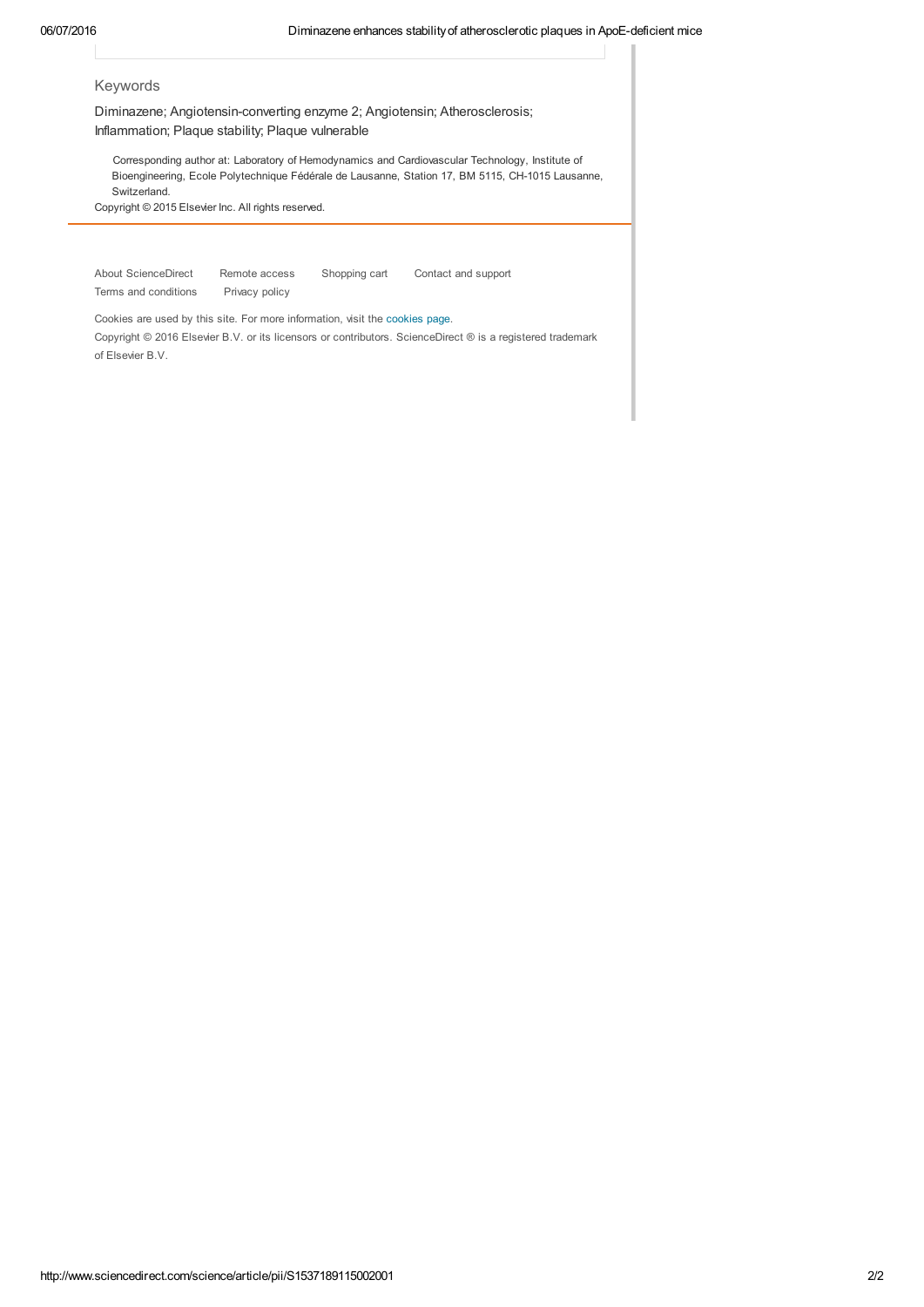## Keywords

Diminazene; Angiotensin-converting enzyme 2; Angiotensin; Atherosclerosis; Inflammation; Plaque stability; Plaque vulnerable

Corresponding author at: Laboratory of Hemodynamics and Cardiovascular Technology, Institute of Bioengineering, Ecole Polytechnique Fédérale de Lausanne, Station 17, BM 5115, CH-1015 Lausanne, Switzerland.

Copyright © 2015 Elsevier Inc. All rights reserved.

About ScienceDirect    Remote access    Shopping cart    Contact and support
Terms and conditions    Privacy policy

Cookies are used by this site. For more information, visit the cookies page.

Copyright © 2016 Elsevier B.V. or its licensors or contributors. ScienceDirect ® is a registered trademark of Elsevier B.V.